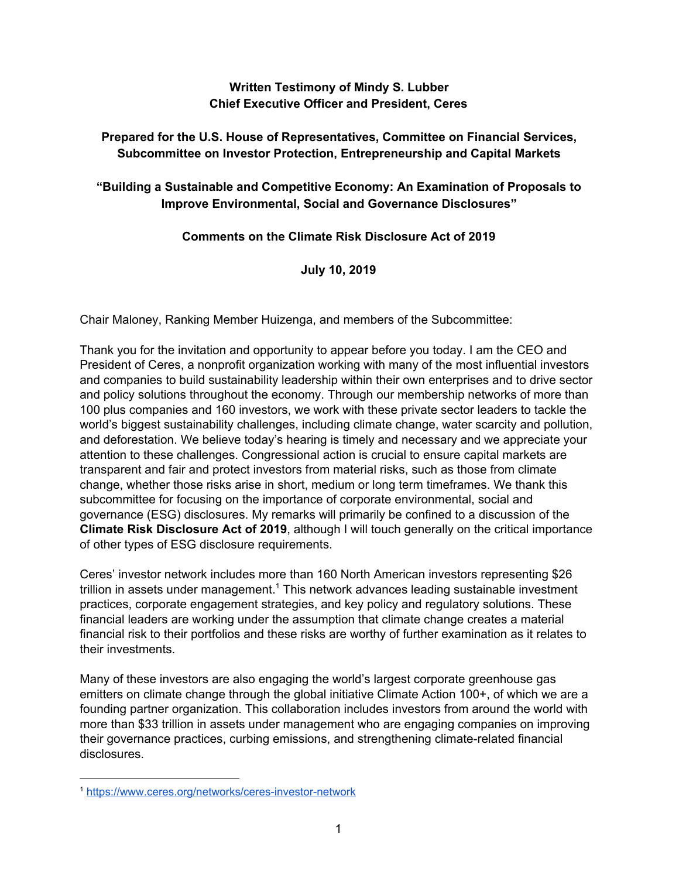**Written Testimony of Mindy S. Lubber**
**Chief Executive Officer and President, Ceres**

**Prepared for the U.S. House of Representatives, Committee on Financial Services, Subcommittee on Investor Protection, Entrepreneurship and Capital Markets**

**"Building a Sustainable and Competitive Economy: An Examination of Proposals to Improve Environmental, Social and Governance Disclosures"**

**Comments on the Climate Risk Disclosure Act of 2019**

**July 10, 2019**

Chair Maloney, Ranking Member Huizenga, and members of the Subcommittee:

Thank you for the invitation and opportunity to appear before you today. I am the CEO and President of Ceres, a nonprofit organization working with many of the most influential investors and companies to build sustainability leadership within their own enterprises and to drive sector and policy solutions throughout the economy. Through our membership networks of more than 100 plus companies and 160 investors, we work with these private sector leaders to tackle the world's biggest sustainability challenges, including climate change, water scarcity and pollution, and deforestation. We believe today's hearing is timely and necessary and we appreciate your attention to these challenges. Congressional action is crucial to ensure capital markets are transparent and fair and protect investors from material risks, such as those from climate change, whether those risks arise in short, medium or long term timeframes. We thank this subcommittee for focusing on the importance of corporate environmental, social and governance (ESG) disclosures. My remarks will primarily be confined to a discussion of the **Climate Risk Disclosure Act of 2019**, although I will touch generally on the critical importance of other types of ESG disclosure requirements.

Ceres' investor network includes more than 160 North American investors representing $26 trillion in assets under management.[1] This network advances leading sustainable investment practices, corporate engagement strategies, and key policy and regulatory solutions. These financial leaders are working under the assumption that climate change creates a material financial risk to their portfolios and these risks are worthy of further examination as it relates to their investments.

Many of these investors are also engaging the world's largest corporate greenhouse gas emitters on climate change through the global initiative Climate Action 100+, of which we are a founding partner organization. This collaboration includes investors from around the world with more than $33 trillion in assets under management who are engaging companies on improving their governance practices, curbing emissions, and strengthening climate-related financial disclosures.

[1] https://www.ceres.org/networks/ceres-investor-network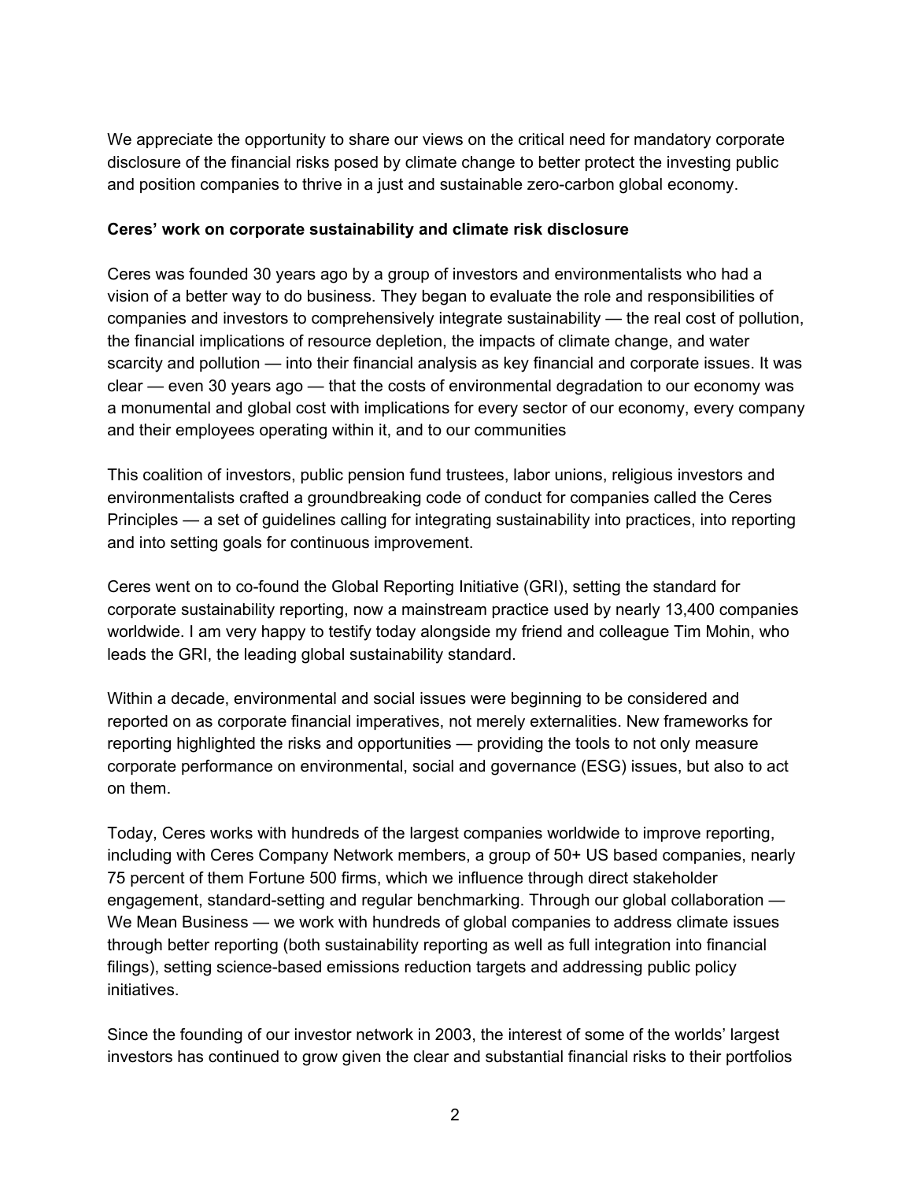We appreciate the opportunity to share our views on the critical need for mandatory corporate disclosure of the financial risks posed by climate change to better protect the investing public and position companies to thrive in a just and sustainable zero-carbon global economy.

**Ceres' work on corporate sustainability and climate risk disclosure**

Ceres was founded 30 years ago by a group of investors and environmentalists who had a vision of a better way to do business. They began to evaluate the role and responsibilities of companies and investors to comprehensively integrate sustainability — the real cost of pollution, the financial implications of resource depletion, the impacts of climate change, and water scarcity and pollution — into their financial analysis as key financial and corporate issues. It was clear — even 30 years ago — that the costs of environmental degradation to our economy was a monumental and global cost with implications for every sector of our economy, every company and their employees operating within it, and to our communities

This coalition of investors, public pension fund trustees, labor unions, religious investors and environmentalists crafted a groundbreaking code of conduct for companies called the Ceres Principles — a set of guidelines calling for integrating sustainability into practices, into reporting and into setting goals for continuous improvement.

Ceres went on to co-found the Global Reporting Initiative (GRI), setting the standard for corporate sustainability reporting, now a mainstream practice used by nearly 13,400 companies worldwide. I am very happy to testify today alongside my friend and colleague Tim Mohin, who leads the GRI, the leading global sustainability standard.

Within a decade, environmental and social issues were beginning to be considered and reported on as corporate financial imperatives, not merely externalities. New frameworks for reporting highlighted the risks and opportunities — providing the tools to not only measure corporate performance on environmental, social and governance (ESG) issues, but also to act on them.

Today, Ceres works with hundreds of the largest companies worldwide to improve reporting, including with Ceres Company Network members, a group of 50+ US based companies, nearly 75 percent of them Fortune 500 firms, which we influence through direct stakeholder engagement, standard-setting and regular benchmarking. Through our global collaboration — We Mean Business — we work with hundreds of global companies to address climate issues through better reporting (both sustainability reporting as well as full integration into financial filings), setting science-based emissions reduction targets and addressing public policy initiatives.

Since the founding of our investor network in 2003, the interest of some of the worlds' largest investors has continued to grow given the clear and substantial financial risks to their portfolios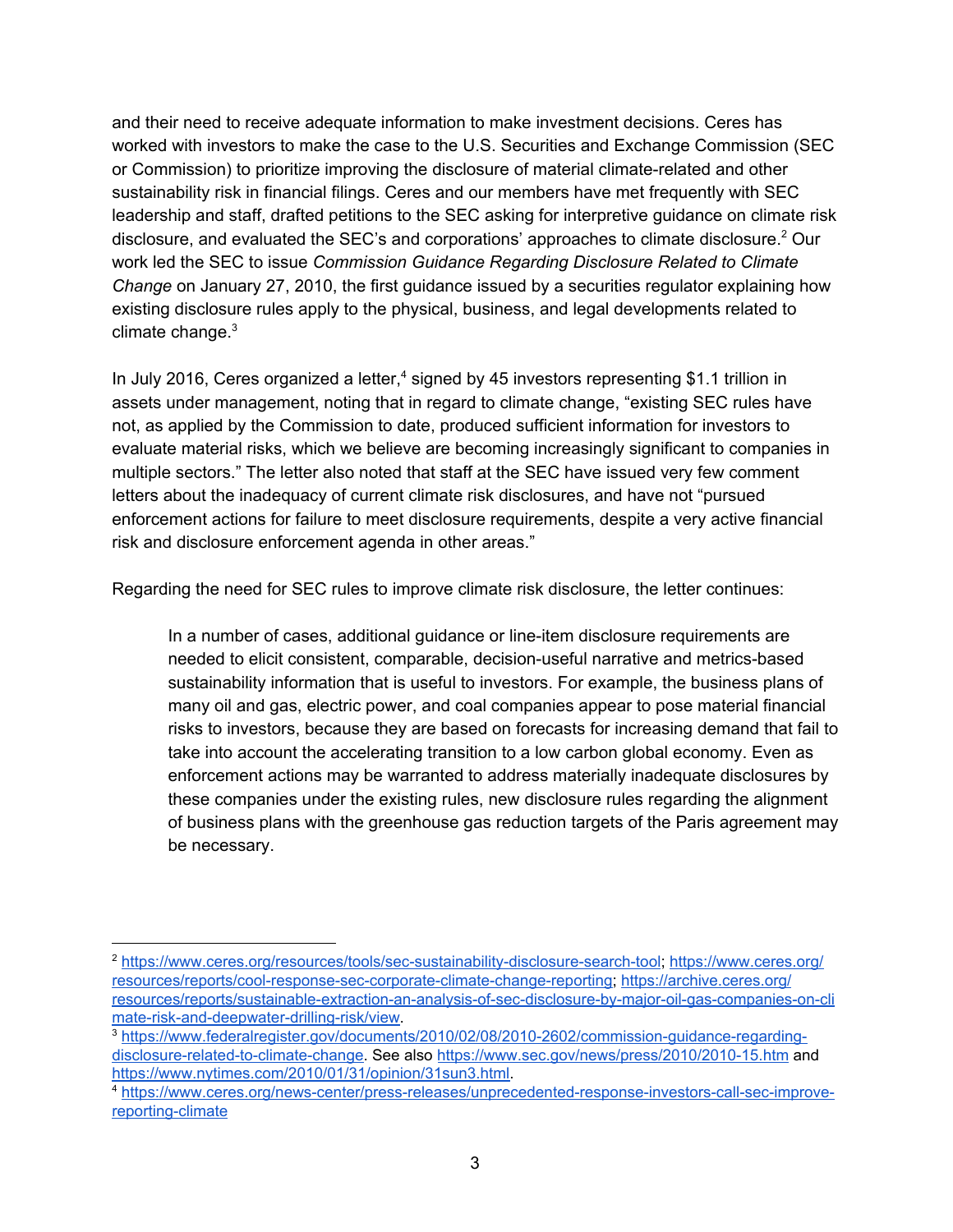and their need to receive adequate information to make investment decisions. Ceres has worked with investors to make the case to the U.S. Securities and Exchange Commission (SEC or Commission) to prioritize improving the disclosure of material climate-related and other sustainability risk in financial filings. Ceres and our members have met frequently with SEC leadership and staff, drafted petitions to the SEC asking for interpretive guidance on climate risk disclosure, and evaluated the SEC's and corporations' approaches to climate disclosure.[2] Our work led the SEC to issue *Commission Guidance Regarding Disclosure Related to Climate Change* on January 27, 2010, the first guidance issued by a securities regulator explaining how existing disclosure rules apply to the physical, business, and legal developments related to climate change.[3]

In July 2016, Ceres organized a letter,[4] signed by 45 investors representing $1.1 trillion in assets under management, noting that in regard to climate change, "existing SEC rules have not, as applied by the Commission to date, produced sufficient information for investors to evaluate material risks, which we believe are becoming increasingly significant to companies in multiple sectors." The letter also noted that staff at the SEC have issued very few comment letters about the inadequacy of current climate risk disclosures, and have not "pursued enforcement actions for failure to meet disclosure requirements, despite a very active financial risk and disclosure enforcement agenda in other areas."

Regarding the need for SEC rules to improve climate risk disclosure, the letter continues:

> In a number of cases, additional guidance or line-item disclosure requirements are needed to elicit consistent, comparable, decision-useful narrative and metrics-based sustainability information that is useful to investors. For example, the business plans of many oil and gas, electric power, and coal companies appear to pose material financial risks to investors, because they are based on forecasts for increasing demand that fail to take into account the accelerating transition to a low carbon global economy. Even as enforcement actions may be warranted to address materially inadequate disclosures by these companies under the existing rules, new disclosure rules regarding the alignment of business plans with the greenhouse gas reduction targets of the Paris agreement may be necessary.

---

[2] https://www.ceres.org/resources/tools/sec-sustainability-disclosure-search-tool; https://www.ceres.org/resources/reports/cool-response-sec-corporate-climate-change-reporting; https://archive.ceres.org/resources/reports/sustainable-extraction-an-analysis-of-sec-disclosure-by-major-oil-gas-companies-on-climate-risk-and-deepwater-drilling-risk/view.

[3] https://www.federalregister.gov/documents/2010/02/08/2010-2602/commission-guidance-regarding-disclosure-related-to-climate-change. See also https://www.sec.gov/news/press/2010/2010-15.htm and https://www.nytimes.com/2010/01/31/opinion/31sun3.html.

[4] https://www.ceres.org/news-center/press-releases/unprecedented-response-investors-call-sec-improve-reporting-climate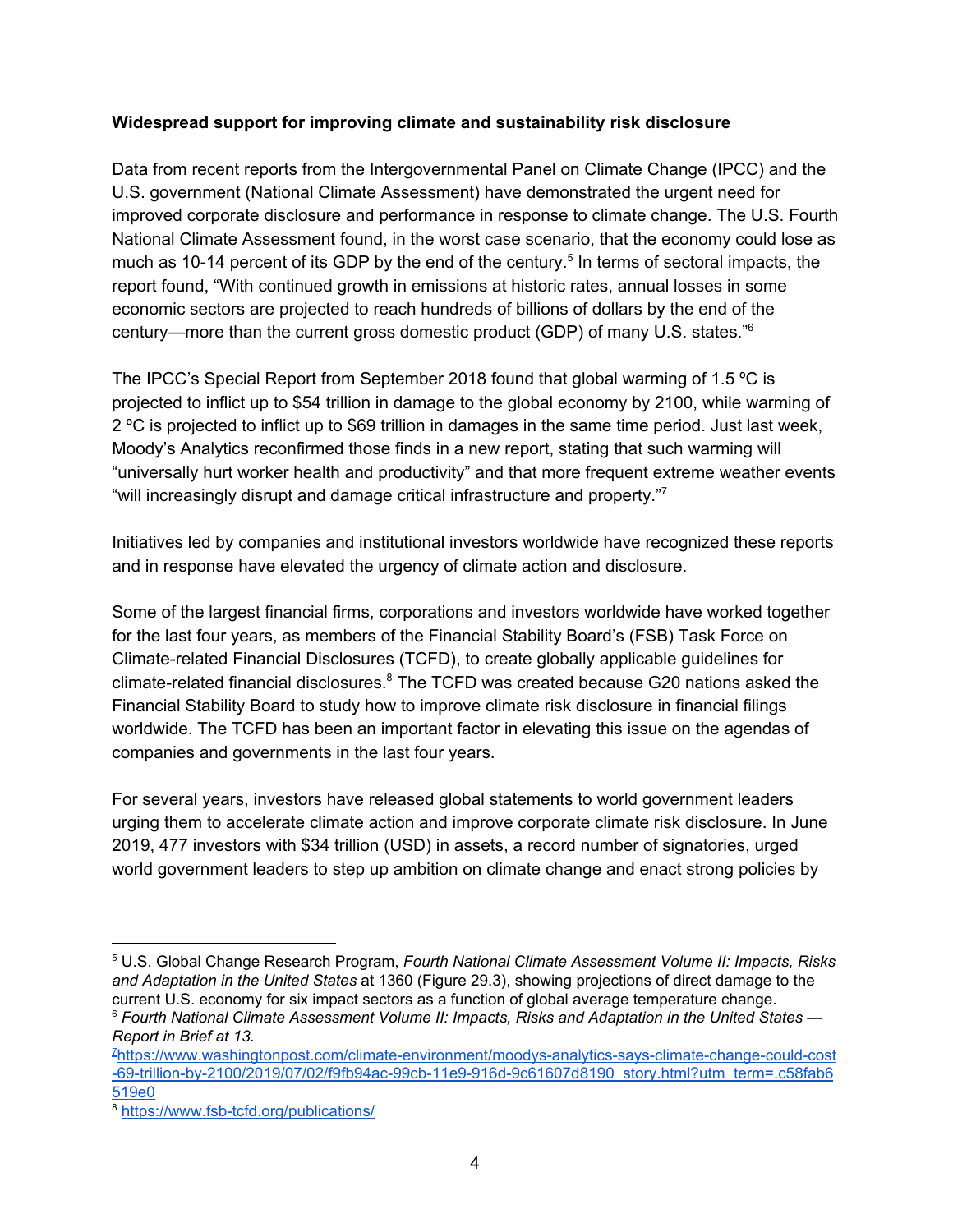**Widespread support for improving climate and sustainability risk disclosure**

Data from recent reports from the Intergovernmental Panel on Climate Change (IPCC) and the U.S. government (National Climate Assessment) have demonstrated the urgent need for improved corporate disclosure and performance in response to climate change. The U.S. Fourth National Climate Assessment found, in the worst case scenario, that the economy could lose as much as 10-14 percent of its GDP by the end of the century.[5] In terms of sectoral impacts, the report found, "With continued growth in emissions at historic rates, annual losses in some economic sectors are projected to reach hundreds of billions of dollars by the end of the century—more than the current gross domestic product (GDP) of many U.S. states."[6]

The IPCC's Special Report from September 2018 found that global warming of 1.5 ºC is projected to inflict up to $54 trillion in damage to the global economy by 2100, while warming of 2 ºC is projected to inflict up to $69 trillion in damages in the same time period. Just last week, Moody's Analytics reconfirmed those finds in a new report, stating that such warming will "universally hurt worker health and productivity" and that more frequent extreme weather events "will increasingly disrupt and damage critical infrastructure and property."[7]

Initiatives led by companies and institutional investors worldwide have recognized these reports and in response have elevated the urgency of climate action and disclosure.

Some of the largest financial firms, corporations and investors worldwide have worked together for the last four years, as members of the Financial Stability Board's (FSB) Task Force on Climate-related Financial Disclosures (TCFD), to create globally applicable guidelines for climate-related financial disclosures.[8] The TCFD was created because G20 nations asked the Financial Stability Board to study how to improve climate risk disclosure in financial filings worldwide. The TCFD has been an important factor in elevating this issue on the agendas of companies and governments in the last four years.

For several years, investors have released global statements to world government leaders urging them to accelerate climate action and improve corporate climate risk disclosure. In June 2019, 477 investors with $34 trillion (USD) in assets, a record number of signatories, urged world government leaders to step up ambition on climate change and enact strong policies by

---

[5] U.S. Global Change Research Program, *Fourth National Climate Assessment Volume II: Impacts, Risks and Adaptation in the United States* at 1360 (Figure 29.3), showing projections of direct damage to the current U.S. economy for six impact sectors as a function of global average temperature change.

[6] *Fourth National Climate Assessment Volume II: Impacts, Risks and Adaptation in the United States — Report in Brief at 13.*

[7] https://www.washingtonpost.com/climate-environment/moodys-analytics-says-climate-change-could-cost-69-trillion-by-2100/2019/07/02/f9fb94ac-99cb-11e9-916d-9c61607d8190_story.html?utm_term=.c58fab6519e0

[8] https://www.fsb-tcfd.org/publications/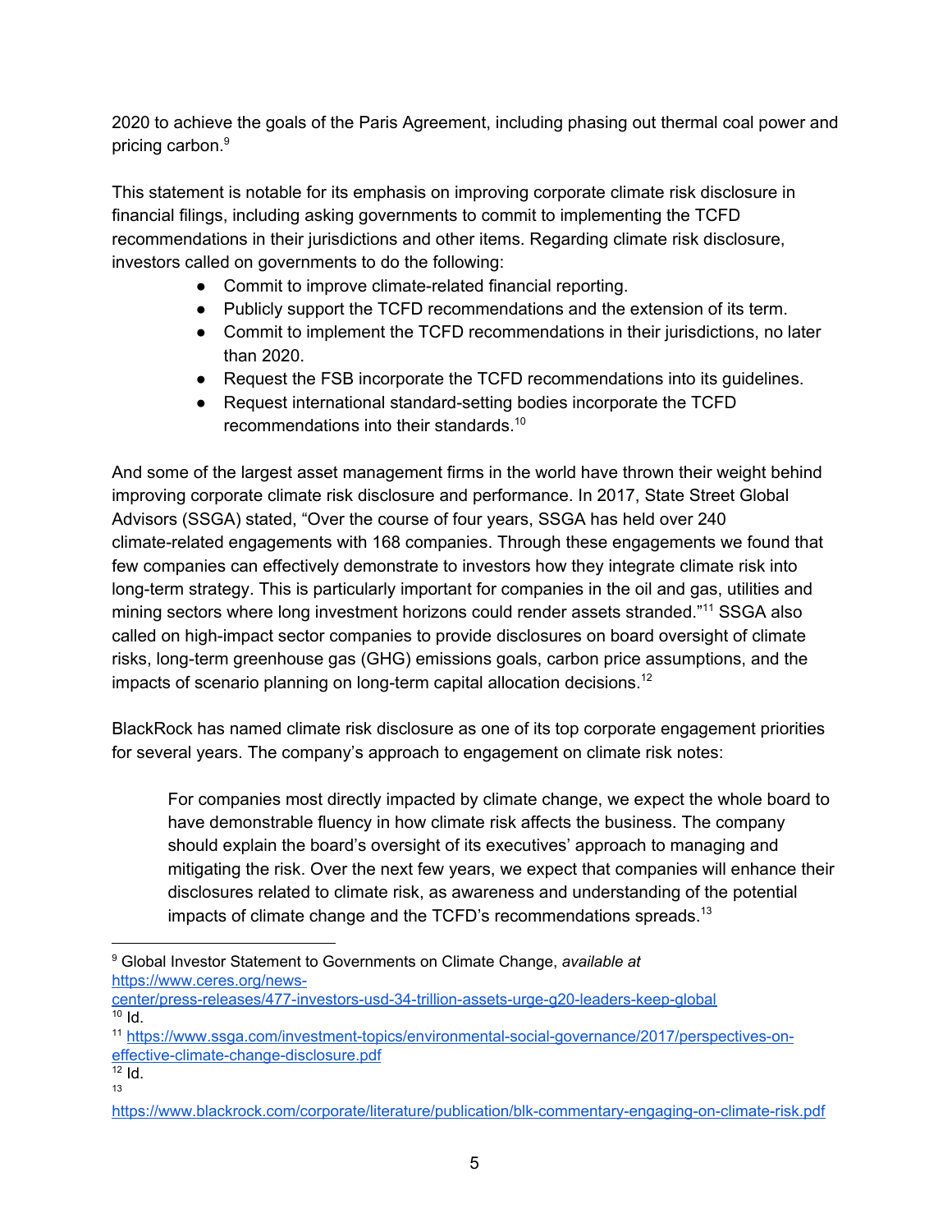2020 to achieve the goals of the Paris Agreement, including phasing out thermal coal power and pricing carbon.[9]

This statement is notable for its emphasis on improving corporate climate risk disclosure in financial filings, including asking governments to commit to implementing the TCFD recommendations in their jurisdictions and other items. Regarding climate risk disclosure, investors called on governments to do the following:

- Commit to improve climate-related financial reporting.
- Publicly support the TCFD recommendations and the extension of its term.
- Commit to implement the TCFD recommendations in their jurisdictions, no later than 2020.
- Request the FSB incorporate the TCFD recommendations into its guidelines.
- Request international standard-setting bodies incorporate the TCFD recommendations into their standards.[10]

And some of the largest asset management firms in the world have thrown their weight behind improving corporate climate risk disclosure and performance. In 2017, State Street Global Advisors (SSGA) stated, "Over the course of four years, SSGA has held over 240 climate-related engagements with 168 companies. Through these engagements we found that few companies can effectively demonstrate to investors how they integrate climate risk into long-term strategy. This is particularly important for companies in the oil and gas, utilities and mining sectors where long investment horizons could render assets stranded."[11] SSGA also called on high-impact sector companies to provide disclosures on board oversight of climate risks, long-term greenhouse gas (GHG) emissions goals, carbon price assumptions, and the impacts of scenario planning on long-term capital allocation decisions.[12]

BlackRock has named climate risk disclosure as one of its top corporate engagement priorities for several years. The company's approach to engagement on climate risk notes:

> For companies most directly impacted by climate change, we expect the whole board to have demonstrable fluency in how climate risk affects the business. The company should explain the board's oversight of its executives' approach to managing and mitigating the risk. Over the next few years, we expect that companies will enhance their disclosures related to climate risk, as awareness and understanding of the potential impacts of climate change and the TCFD's recommendations spreads.[13]

---

[9] Global Investor Statement to Governments on Climate Change, *available at* https://www.ceres.org/news-center/press-releases/477-investors-usd-34-trillion-assets-urge-g20-leaders-keep-global

[10] Id.

[11] https://www.ssga.com/investment-topics/environmental-social-governance/2017/perspectives-on-effective-climate-change-disclosure.pdf

[12] Id.

[13] https://www.blackrock.com/corporate/literature/publication/blk-commentary-engaging-on-climate-risk.pdf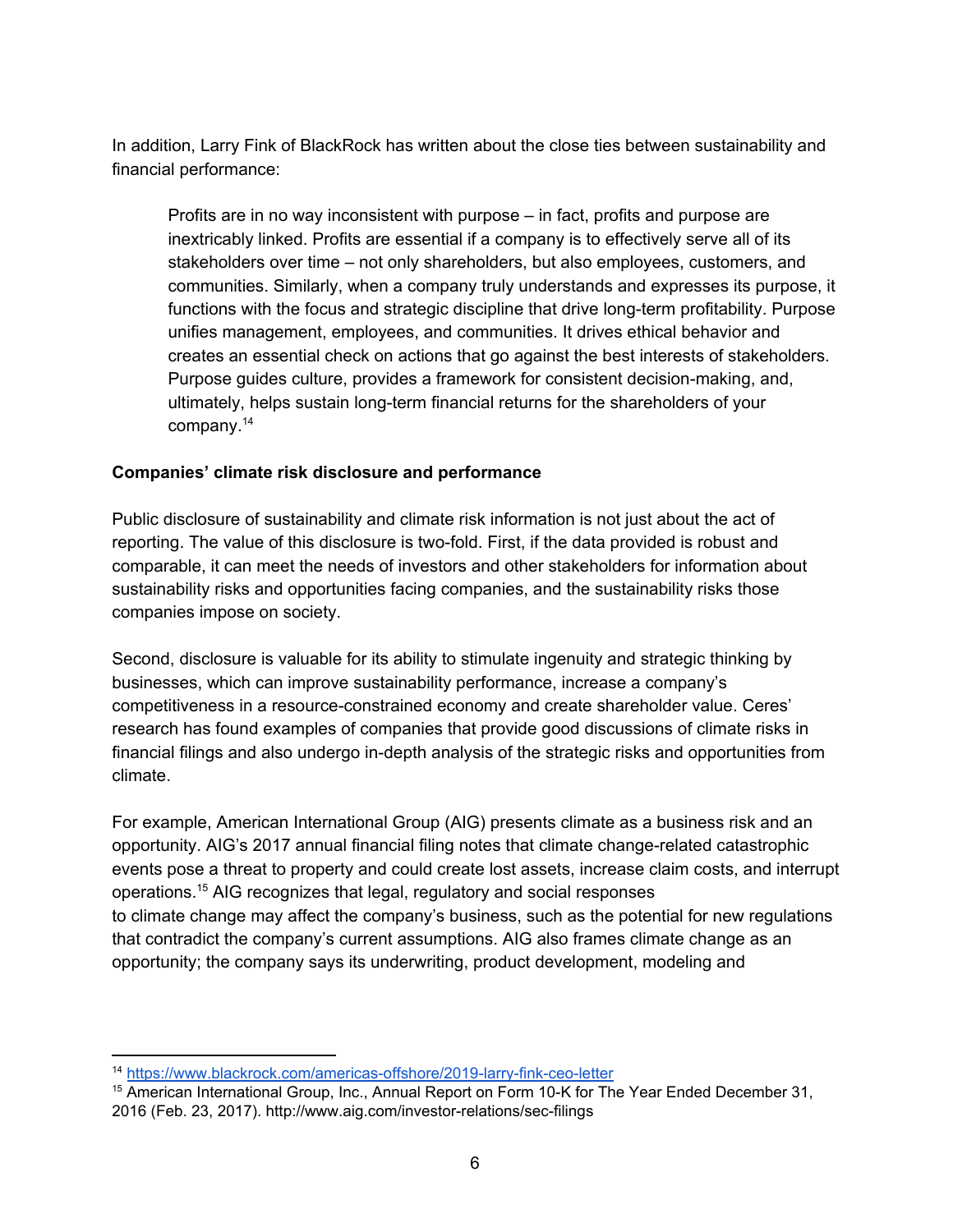In addition, Larry Fink of BlackRock has written about the close ties between sustainability and financial performance:

> Profits are in no way inconsistent with purpose – in fact, profits and purpose are inextricably linked. Profits are essential if a company is to effectively serve all of its stakeholders over time – not only shareholders, but also employees, customers, and communities. Similarly, when a company truly understands and expresses its purpose, it functions with the focus and strategic discipline that drive long-term profitability. Purpose unifies management, employees, and communities. It drives ethical behavior and creates an essential check on actions that go against the best interests of stakeholders. Purpose guides culture, provides a framework for consistent decision-making, and, ultimately, helps sustain long-term financial returns for the shareholders of your company.[14]

**Companies' climate risk disclosure and performance**

Public disclosure of sustainability and climate risk information is not just about the act of reporting. The value of this disclosure is two-fold. First, if the data provided is robust and comparable, it can meet the needs of investors and other stakeholders for information about sustainability risks and opportunities facing companies, and the sustainability risks those companies impose on society.

Second, disclosure is valuable for its ability to stimulate ingenuity and strategic thinking by businesses, which can improve sustainability performance, increase a company's competitiveness in a resource-constrained economy and create shareholder value. Ceres' research has found examples of companies that provide good discussions of climate risks in financial filings and also undergo in-depth analysis of the strategic risks and opportunities from climate.

For example, American International Group (AIG) presents climate as a business risk and an opportunity. AIG's 2017 annual financial filing notes that climate change-related catastrophic events pose a threat to property and could create lost assets, increase claim costs, and interrupt operations.[15] AIG recognizes that legal, regulatory and social responses to climate change may affect the company's business, such as the potential for new regulations that contradict the company's current assumptions. AIG also frames climate change as an opportunity; the company says its underwriting, product development, modeling and

---

[14] https://www.blackrock.com/americas-offshore/2019-larry-fink-ceo-letter

[15] American International Group, Inc., Annual Report on Form 10-K for The Year Ended December 31, 2016 (Feb. 23, 2017). http://www.aig.com/investor-relations/sec-filings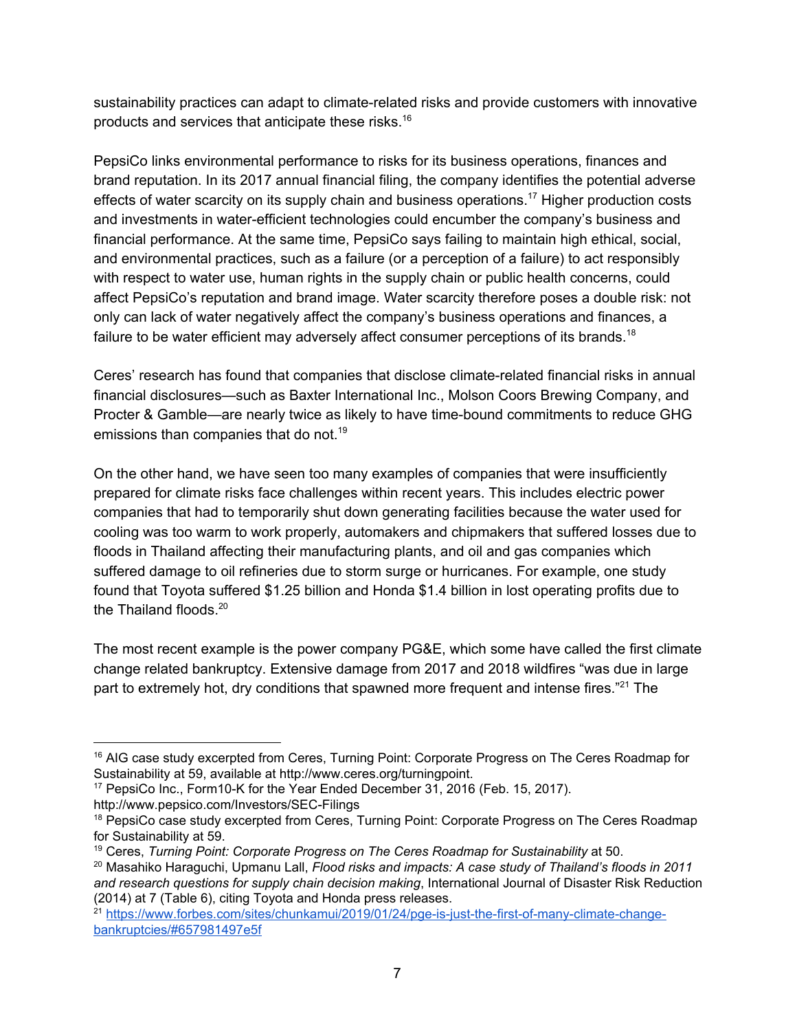sustainability practices can adapt to climate-related risks and provide customers with innovative products and services that anticipate these risks.[16]

PepsiCo links environmental performance to risks for its business operations, finances and brand reputation. In its 2017 annual financial filing, the company identifies the potential adverse effects of water scarcity on its supply chain and business operations.[17] Higher production costs and investments in water-efficient technologies could encumber the company's business and financial performance. At the same time, PepsiCo says failing to maintain high ethical, social, and environmental practices, such as a failure (or a perception of a failure) to act responsibly with respect to water use, human rights in the supply chain or public health concerns, could affect PepsiCo's reputation and brand image. Water scarcity therefore poses a double risk: not only can lack of water negatively affect the company's business operations and finances, a failure to be water efficient may adversely affect consumer perceptions of its brands.[18]

Ceres' research has found that companies that disclose climate-related financial risks in annual financial disclosures—such as Baxter International Inc., Molson Coors Brewing Company, and Procter & Gamble—are nearly twice as likely to have time-bound commitments to reduce GHG emissions than companies that do not.[19]

On the other hand, we have seen too many examples of companies that were insufficiently prepared for climate risks face challenges within recent years. This includes electric power companies that had to temporarily shut down generating facilities because the water used for cooling was too warm to work properly, automakers and chipmakers that suffered losses due to floods in Thailand affecting their manufacturing plants, and oil and gas companies which suffered damage to oil refineries due to storm surge or hurricanes. For example, one study found that Toyota suffered $1.25 billion and Honda $1.4 billion in lost operating profits due to the Thailand floods.[20]

The most recent example is the power company PG&E, which some have called the first climate change related bankruptcy. Extensive damage from 2017 and 2018 wildfires "was due in large part to extremely hot, dry conditions that spawned more frequent and intense fires."[21] The

---

[16] AIG case study excerpted from Ceres, Turning Point: Corporate Progress on The Ceres Roadmap for Sustainability at 59, available at http://www.ceres.org/turningpoint.

[17] PepsiCo Inc., Form10-K for the Year Ended December 31, 2016 (Feb. 15, 2017). http://www.pepsico.com/Investors/SEC-Filings

[18] PepsiCo case study excerpted from Ceres, Turning Point: Corporate Progress on The Ceres Roadmap for Sustainability at 59.

[19] Ceres, *Turning Point: Corporate Progress on The Ceres Roadmap for Sustainability* at 50.

[20] Masahiko Haraguchi, Upmanu Lall, *Flood risks and impacts: A case study of Thailand's floods in 2011 and research questions for supply chain decision making*, International Journal of Disaster Risk Reduction (2014) at 7 (Table 6), citing Toyota and Honda press releases.

[21] https://www.forbes.com/sites/chunkamui/2019/01/24/pge-is-just-the-first-of-many-climate-change-bankruptcies/#657981497e5f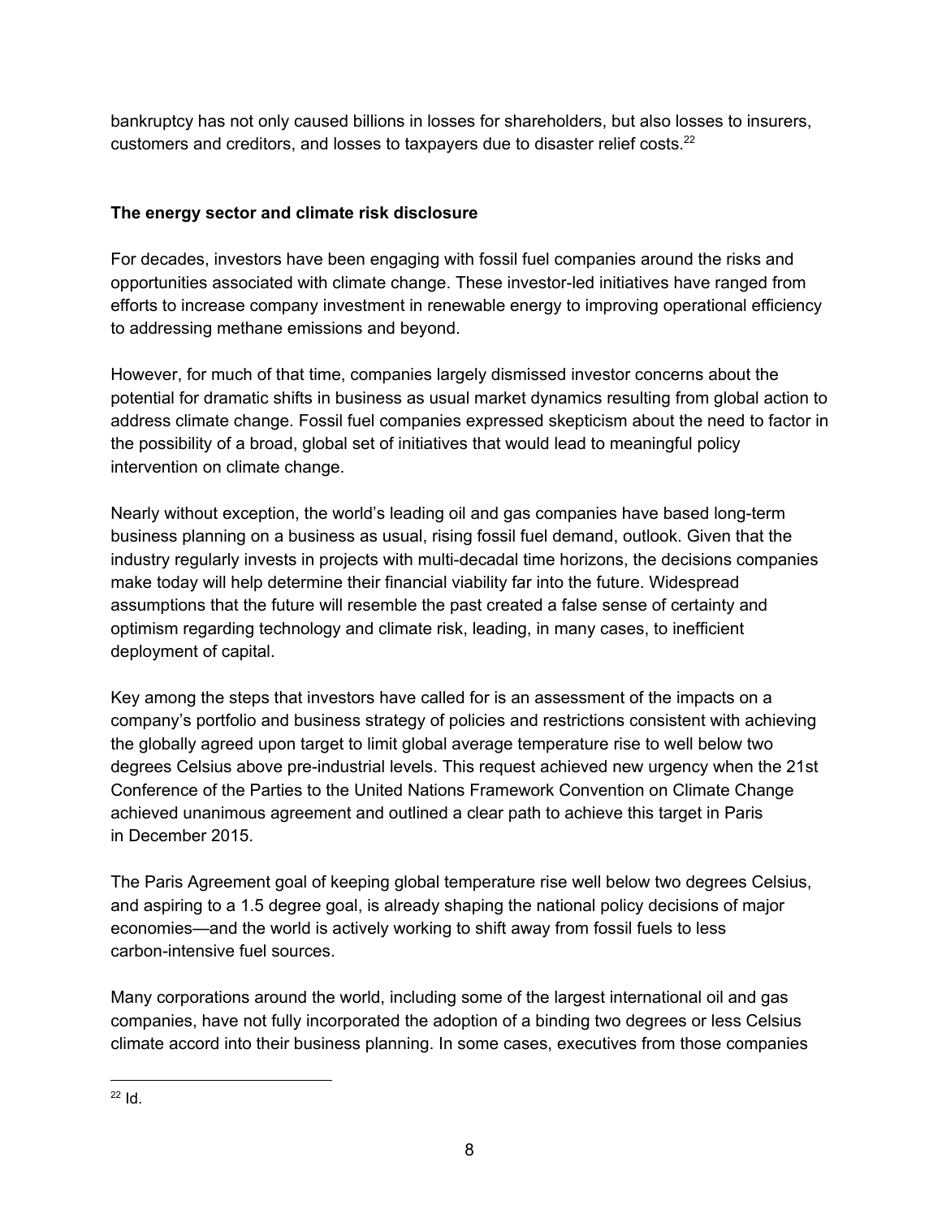bankruptcy has not only caused billions in losses for shareholders, but also losses to insurers, customers and creditors, and losses to taxpayers due to disaster relief costs.[22]

**The energy sector and climate risk disclosure**

For decades, investors have been engaging with fossil fuel companies around the risks and opportunities associated with climate change. These investor-led initiatives have ranged from efforts to increase company investment in renewable energy to improving operational efficiency to addressing methane emissions and beyond.

However, for much of that time, companies largely dismissed investor concerns about the potential for dramatic shifts in business as usual market dynamics resulting from global action to address climate change. Fossil fuel companies expressed skepticism about the need to factor in the possibility of a broad, global set of initiatives that would lead to meaningful policy intervention on climate change.

Nearly without exception, the world's leading oil and gas companies have based long-term business planning on a business as usual, rising fossil fuel demand, outlook. Given that the industry regularly invests in projects with multi-decadal time horizons, the decisions companies make today will help determine their financial viability far into the future. Widespread assumptions that the future will resemble the past created a false sense of certainty and optimism regarding technology and climate risk, leading, in many cases, to inefficient deployment of capital.

Key among the steps that investors have called for is an assessment of the impacts on a company's portfolio and business strategy of policies and restrictions consistent with achieving the globally agreed upon target to limit global average temperature rise to well below two degrees Celsius above pre-industrial levels. This request achieved new urgency when the 21st Conference of the Parties to the United Nations Framework Convention on Climate Change achieved unanimous agreement and outlined a clear path to achieve this target in Paris in December 2015.

The Paris Agreement goal of keeping global temperature rise well below two degrees Celsius, and aspiring to a 1.5 degree goal, is already shaping the national policy decisions of major economies—and the world is actively working to shift away from fossil fuels to less carbon-intensive fuel sources.

Many corporations around the world, including some of the largest international oil and gas companies, have not fully incorporated the adoption of a binding two degrees or less Celsius climate accord into their business planning. In some cases, executives from those companies

[22] Id.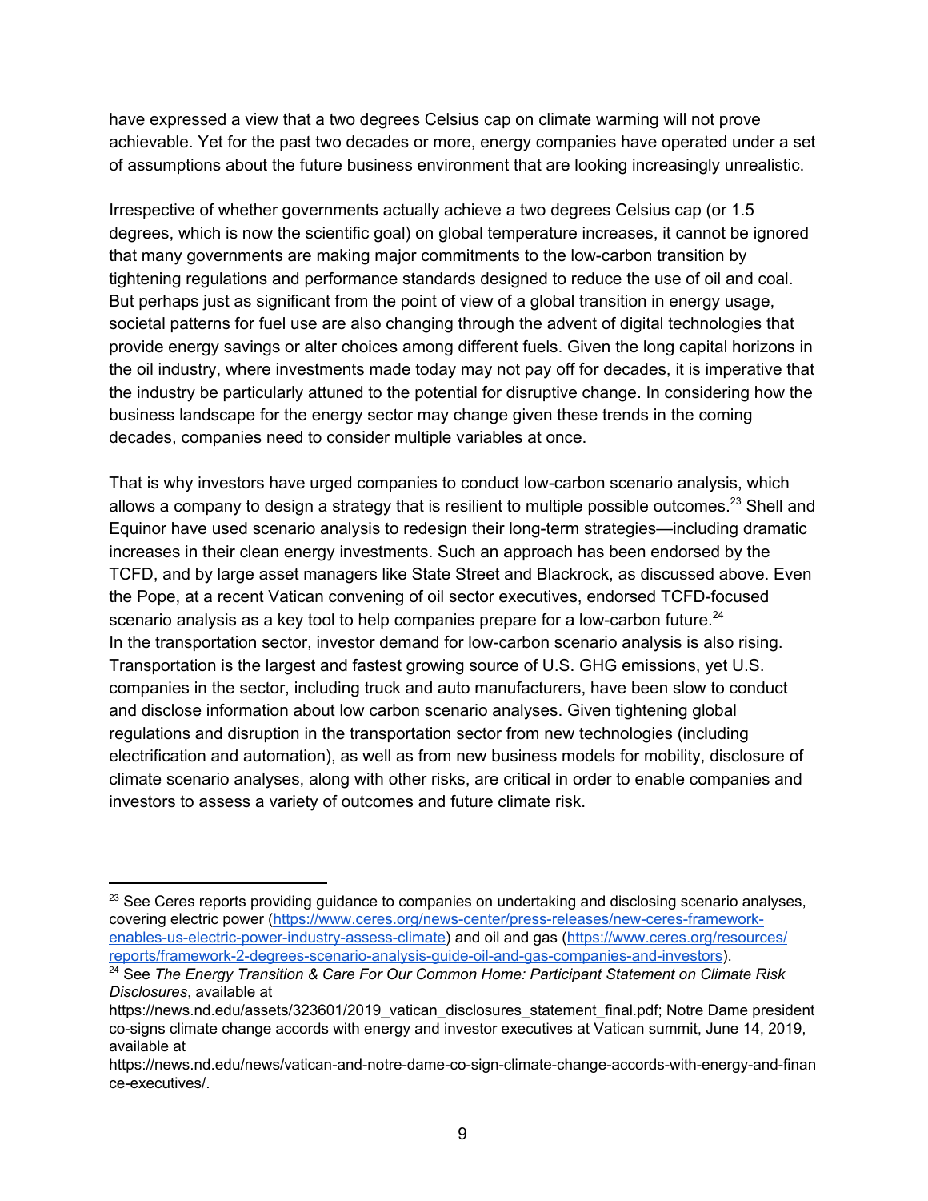have expressed a view that a two degrees Celsius cap on climate warming will not prove achievable. Yet for the past two decades or more, energy companies have operated under a set of assumptions about the future business environment that are looking increasingly unrealistic.

Irrespective of whether governments actually achieve a two degrees Celsius cap (or 1.5 degrees, which is now the scientific goal) on global temperature increases, it cannot be ignored that many governments are making major commitments to the low-carbon transition by tightening regulations and performance standards designed to reduce the use of oil and coal. But perhaps just as significant from the point of view of a global transition in energy usage, societal patterns for fuel use are also changing through the advent of digital technologies that provide energy savings or alter choices among different fuels. Given the long capital horizons in the oil industry, where investments made today may not pay off for decades, it is imperative that the industry be particularly attuned to the potential for disruptive change. In considering how the business landscape for the energy sector may change given these trends in the coming decades, companies need to consider multiple variables at once.

That is why investors have urged companies to conduct low-carbon scenario analysis, which allows a company to design a strategy that is resilient to multiple possible outcomes.[23] Shell and Equinor have used scenario analysis to redesign their long-term strategies—including dramatic increases in their clean energy investments. Such an approach has been endorsed by the TCFD, and by large asset managers like State Street and Blackrock, as discussed above. Even the Pope, at a recent Vatican convening of oil sector executives, endorsed TCFD-focused scenario analysis as a key tool to help companies prepare for a low-carbon future.[24]
In the transportation sector, investor demand for low-carbon scenario analysis is also rising. Transportation is the largest and fastest growing source of U.S. GHG emissions, yet U.S. companies in the sector, including truck and auto manufacturers, have been slow to conduct and disclose information about low carbon scenario analyses. Given tightening global regulations and disruption in the transportation sector from new technologies (including electrification and automation), as well as from new business models for mobility, disclosure of climate scenario analyses, along with other risks, are critical in order to enable companies and investors to assess a variety of outcomes and future climate risk.

---

[23] See Ceres reports providing guidance to companies on undertaking and disclosing scenario analyses, covering electric power (https://www.ceres.org/news-center/press-releases/new-ceres-framework-enables-us-electric-power-industry-assess-climate) and oil and gas (https://www.ceres.org/resources/reports/framework-2-degrees-scenario-analysis-guide-oil-and-gas-companies-and-investors).

[24] See *The Energy Transition & Care For Our Common Home: Participant Statement on Climate Risk Disclosures*, available at https://news.nd.edu/assets/323601/2019_vatican_disclosures_statement_final.pdf; Notre Dame president co-signs climate change accords with energy and investor executives at Vatican summit, June 14, 2019, available at https://news.nd.edu/news/vatican-and-notre-dame-co-sign-climate-change-accords-with-energy-and-finance-executives/.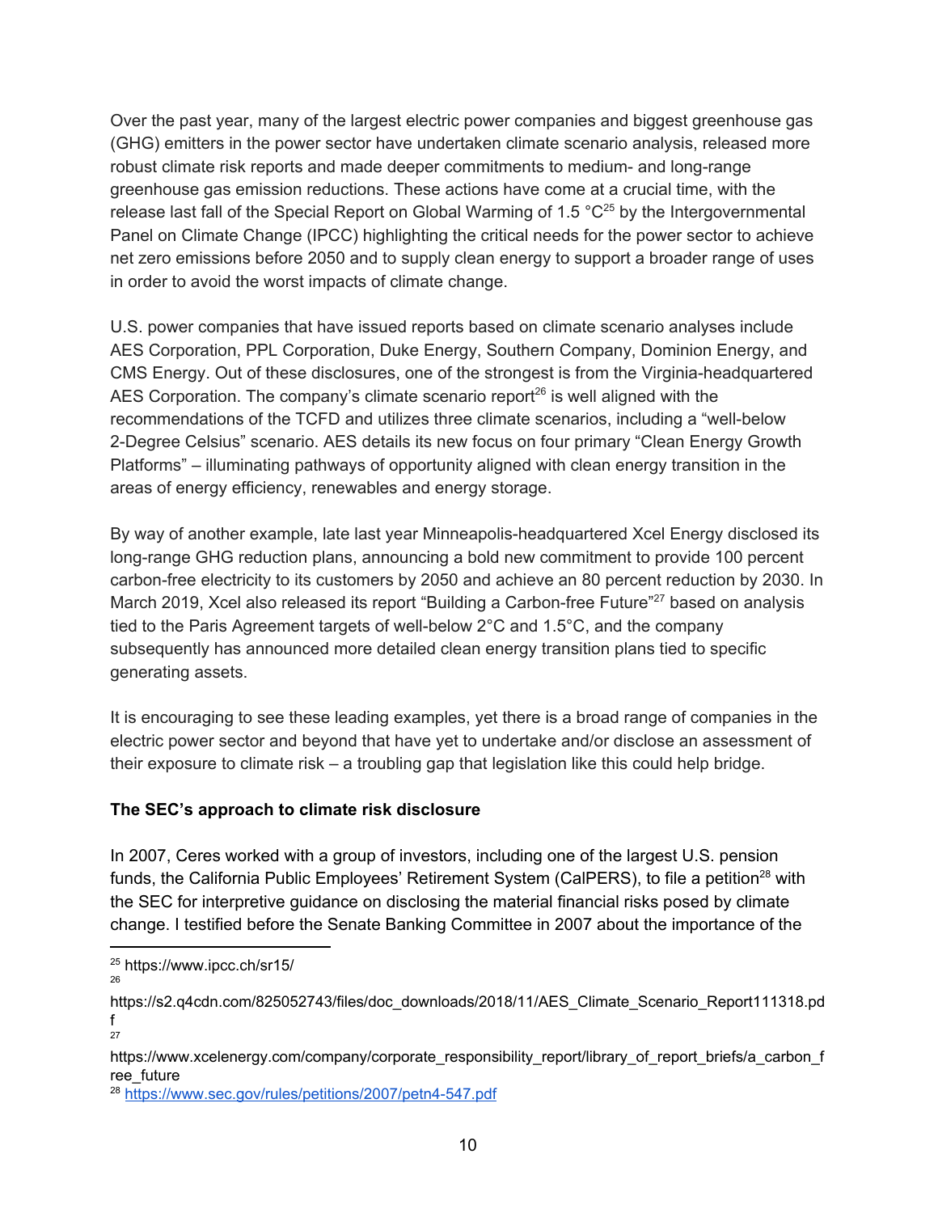Over the past year, many of the largest electric power companies and biggest greenhouse gas (GHG) emitters in the power sector have undertaken climate scenario analysis, released more robust climate risk reports and made deeper commitments to medium- and long-range greenhouse gas emission reductions. These actions have come at a crucial time, with the release last fall of the Special Report on Global Warming of 1.5 °C[25] by the Intergovernmental Panel on Climate Change (IPCC) highlighting the critical needs for the power sector to achieve net zero emissions before 2050 and to supply clean energy to support a broader range of uses in order to avoid the worst impacts of climate change.

U.S. power companies that have issued reports based on climate scenario analyses include AES Corporation, PPL Corporation, Duke Energy, Southern Company, Dominion Energy, and CMS Energy. Out of these disclosures, one of the strongest is from the Virginia-headquartered AES Corporation. The company's climate scenario report[26] is well aligned with the recommendations of the TCFD and utilizes three climate scenarios, including a "well-below 2-Degree Celsius" scenario. AES details its new focus on four primary "Clean Energy Growth Platforms" – illuminating pathways of opportunity aligned with clean energy transition in the areas of energy efficiency, renewables and energy storage.

By way of another example, late last year Minneapolis-headquartered Xcel Energy disclosed its long-range GHG reduction plans, announcing a bold new commitment to provide 100 percent carbon-free electricity to its customers by 2050 and achieve an 80 percent reduction by 2030. In March 2019, Xcel also released its report "Building a Carbon-free Future"[27] based on analysis tied to the Paris Agreement targets of well-below 2°C and 1.5°C, and the company subsequently has announced more detailed clean energy transition plans tied to specific generating assets.

It is encouraging to see these leading examples, yet there is a broad range of companies in the electric power sector and beyond that have yet to undertake and/or disclose an assessment of their exposure to climate risk – a troubling gap that legislation like this could help bridge.

**The SEC's approach to climate risk disclosure**

In 2007, Ceres worked with a group of investors, including one of the largest U.S. pension funds, the California Public Employees' Retirement System (CalPERS), to file a petition[28] with the SEC for interpretive guidance on disclosing the material financial risks posed by climate change. I testified before the Senate Banking Committee in 2007 about the importance of the

---

[25] https://www.ipcc.ch/sr15/

[26] https://s2.q4cdn.com/825052743/files/doc_downloads/2018/11/AES_Climate_Scenario_Report111318.pdf

[27] https://www.xcelenergy.com/company/corporate_responsibility_report/library_of_report_briefs/a_carbon_free_future

[28] https://www.sec.gov/rules/petitions/2007/petn4-547.pdf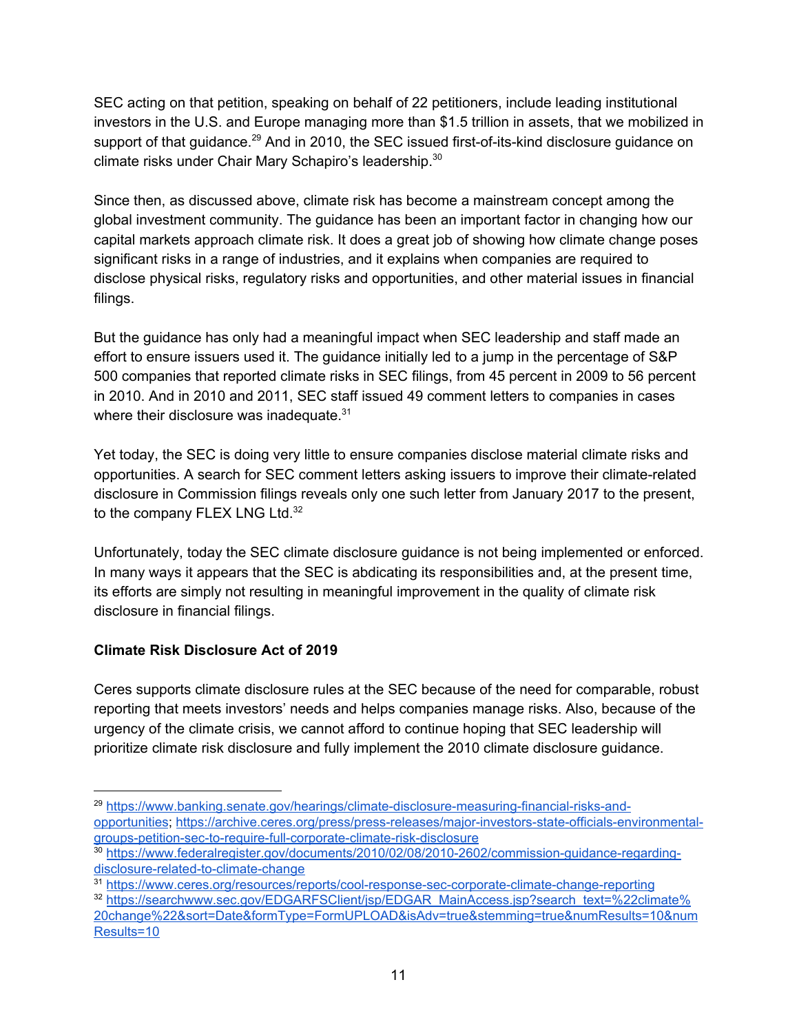SEC acting on that petition, speaking on behalf of 22 petitioners, include leading institutional investors in the U.S. and Europe managing more than $1.5 trillion in assets, that we mobilized in support of that guidance.[29] And in 2010, the SEC issued first-of-its-kind disclosure guidance on climate risks under Chair Mary Schapiro's leadership.[30]

Since then, as discussed above, climate risk has become a mainstream concept among the global investment community. The guidance has been an important factor in changing how our capital markets approach climate risk. It does a great job of showing how climate change poses significant risks in a range of industries, and it explains when companies are required to disclose physical risks, regulatory risks and opportunities, and other material issues in financial filings.

But the guidance has only had a meaningful impact when SEC leadership and staff made an effort to ensure issuers used it. The guidance initially led to a jump in the percentage of S&P 500 companies that reported climate risks in SEC filings, from 45 percent in 2009 to 56 percent in 2010. And in 2010 and 2011, SEC staff issued 49 comment letters to companies in cases where their disclosure was inadequate.[31]

Yet today, the SEC is doing very little to ensure companies disclose material climate risks and opportunities. A search for SEC comment letters asking issuers to improve their climate-related disclosure in Commission filings reveals only one such letter from January 2017 to the present, to the company FLEX LNG Ltd.[32]

Unfortunately, today the SEC climate disclosure guidance is not being implemented or enforced. In many ways it appears that the SEC is abdicating its responsibilities and, at the present time, its efforts are simply not resulting in meaningful improvement in the quality of climate risk disclosure in financial filings.

**Climate Risk Disclosure Act of 2019**

Ceres supports climate disclosure rules at the SEC because of the need for comparable, robust reporting that meets investors' needs and helps companies manage risks. Also, because of the urgency of the climate crisis, we cannot afford to continue hoping that SEC leadership will prioritize climate risk disclosure and fully implement the 2010 climate disclosure guidance.

---

[29] https://www.banking.senate.gov/hearings/climate-disclosure-measuring-financial-risks-and-opportunities; https://archive.ceres.org/press/press-releases/major-investors-state-officials-environmental-groups-petition-sec-to-require-full-corporate-climate-risk-disclosure

[30] https://www.federalregister.gov/documents/2010/02/08/2010-2602/commission-guidance-regarding-disclosure-related-to-climate-change

[31] https://www.ceres.org/resources/reports/cool-response-sec-corporate-climate-change-reporting

[32] https://searchwww.sec.gov/EDGARFSClient/jsp/EDGAR_MainAccess.jsp?search_text=%22climate%20change%22&sort=Date&formType=FormUPLOAD&isAdv=true&stemming=true&numResults=10&numResults=10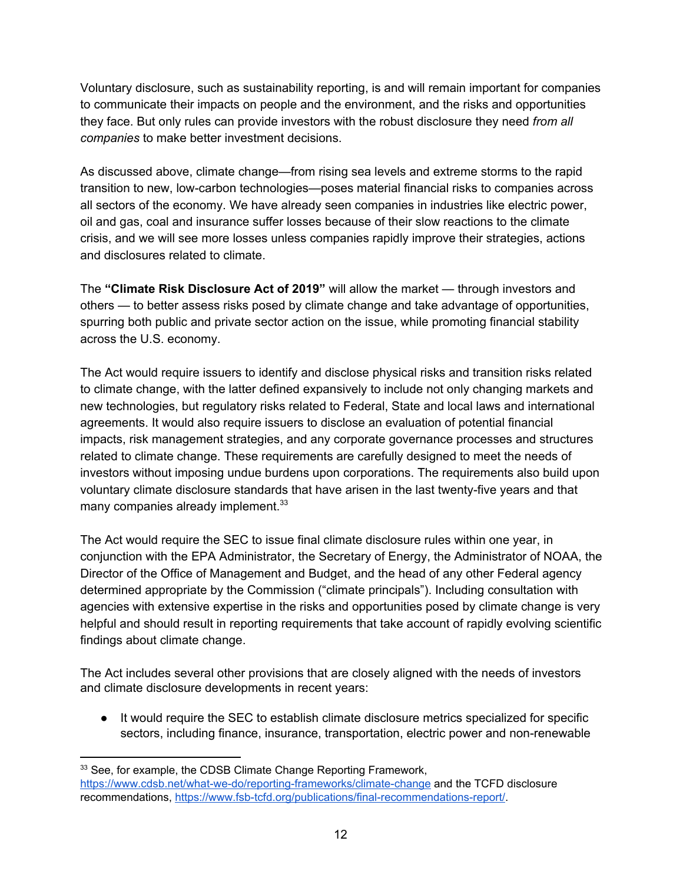Voluntary disclosure, such as sustainability reporting, is and will remain important for companies to communicate their impacts on people and the environment, and the risks and opportunities they face. But only rules can provide investors with the robust disclosure they need *from all companies* to make better investment decisions.

As discussed above, climate change—from rising sea levels and extreme storms to the rapid transition to new, low-carbon technologies—poses material financial risks to companies across all sectors of the economy. We have already seen companies in industries like electric power, oil and gas, coal and insurance suffer losses because of their slow reactions to the climate crisis, and we will see more losses unless companies rapidly improve their strategies, actions and disclosures related to climate.

The **"Climate Risk Disclosure Act of 2019"** will allow the market — through investors and others — to better assess risks posed by climate change and take advantage of opportunities, spurring both public and private sector action on the issue, while promoting financial stability across the U.S. economy.

The Act would require issuers to identify and disclose physical risks and transition risks related to climate change, with the latter defined expansively to include not only changing markets and new technologies, but regulatory risks related to Federal, State and local laws and international agreements. It would also require issuers to disclose an evaluation of potential financial impacts, risk management strategies, and any corporate governance processes and structures related to climate change. These requirements are carefully designed to meet the needs of investors without imposing undue burdens upon corporations. The requirements also build upon voluntary climate disclosure standards that have arisen in the last twenty-five years and that many companies already implement.[33]

The Act would require the SEC to issue final climate disclosure rules within one year, in conjunction with the EPA Administrator, the Secretary of Energy, the Administrator of NOAA, the Director of the Office of Management and Budget, and the head of any other Federal agency determined appropriate by the Commission ("climate principals"). Including consultation with agencies with extensive expertise in the risks and opportunities posed by climate change is very helpful and should result in reporting requirements that take account of rapidly evolving scientific findings about climate change.

The Act includes several other provisions that are closely aligned with the needs of investors and climate disclosure developments in recent years:

- It would require the SEC to establish climate disclosure metrics specialized for specific sectors, including finance, insurance, transportation, electric power and non-renewable

---

[33] See, for example, the CDSB Climate Change Reporting Framework, https://www.cdsb.net/what-we-do/reporting-frameworks/climate-change and the TCFD disclosure recommendations, https://www.fsb-tcfd.org/publications/final-recommendations-report/.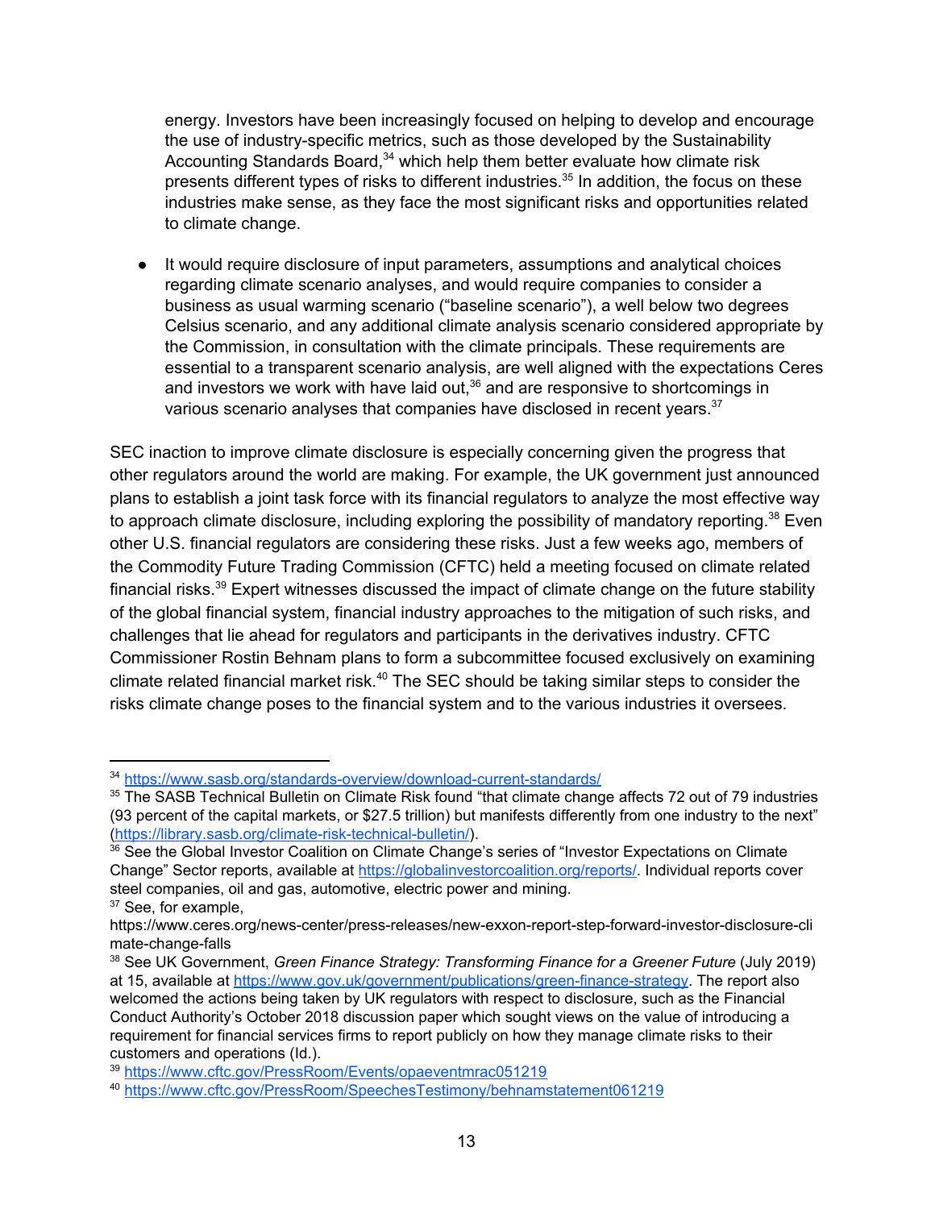energy. Investors have been increasingly focused on helping to develop and encourage the use of industry-specific metrics, such as those developed by the Sustainability Accounting Standards Board,[34] which help them better evaluate how climate risk presents different types of risks to different industries.[35] In addition, the focus on these industries make sense, as they face the most significant risks and opportunities related to climate change.

- It would require disclosure of input parameters, assumptions and analytical choices regarding climate scenario analyses, and would require companies to consider a business as usual warming scenario ("baseline scenario"), a well below two degrees Celsius scenario, and any additional climate analysis scenario considered appropriate by the Commission, in consultation with the climate principals. These requirements are essential to a transparent scenario analysis, are well aligned with the expectations Ceres and investors we work with have laid out,[36] and are responsive to shortcomings in various scenario analyses that companies have disclosed in recent years.[37]

SEC inaction to improve climate disclosure is especially concerning given the progress that other regulators around the world are making. For example, the UK government just announced plans to establish a joint task force with its financial regulators to analyze the most effective way to approach climate disclosure, including exploring the possibility of mandatory reporting.[38] Even other U.S. financial regulators are considering these risks. Just a few weeks ago, members of the Commodity Future Trading Commission (CFTC) held a meeting focused on climate related financial risks.[39] Expert witnesses discussed the impact of climate change on the future stability of the global financial system, financial industry approaches to the mitigation of such risks, and challenges that lie ahead for regulators and participants in the derivatives industry. CFTC Commissioner Rostin Behnam plans to form a subcommittee focused exclusively on examining climate related financial market risk.[40] The SEC should be taking similar steps to consider the risks climate change poses to the financial system and to the various industries it oversees.

---

[34] https://www.sasb.org/standards-overview/download-current-standards/

[35] The SASB Technical Bulletin on Climate Risk found "that climate change affects 72 out of 79 industries (93 percent of the capital markets, or $27.5 trillion) but manifests differently from one industry to the next" (https://library.sasb.org/climate-risk-technical-bulletin/).

[36] See the Global Investor Coalition on Climate Change's series of "Investor Expectations on Climate Change" Sector reports, available at https://globalinvestorcoalition.org/reports/. Individual reports cover steel companies, oil and gas, automotive, electric power and mining.

[37] See, for example, https://www.ceres.org/news-center/press-releases/new-exxon-report-step-forward-investor-disclosure-climate-change-falls

[38] See UK Government, *Green Finance Strategy: Transforming Finance for a Greener Future* (July 2019) at 15, available at https://www.gov.uk/government/publications/green-finance-strategy. The report also welcomed the actions being taken by UK regulators with respect to disclosure, such as the Financial Conduct Authority's October 2018 discussion paper which sought views on the value of introducing a requirement for financial services firms to report publicly on how they manage climate risks to their customers and operations (Id.).

[39] https://www.cftc.gov/PressRoom/Events/opaeventmrac051219

[40] https://www.cftc.gov/PressRoom/SpeechesTestimony/behnamstatement061219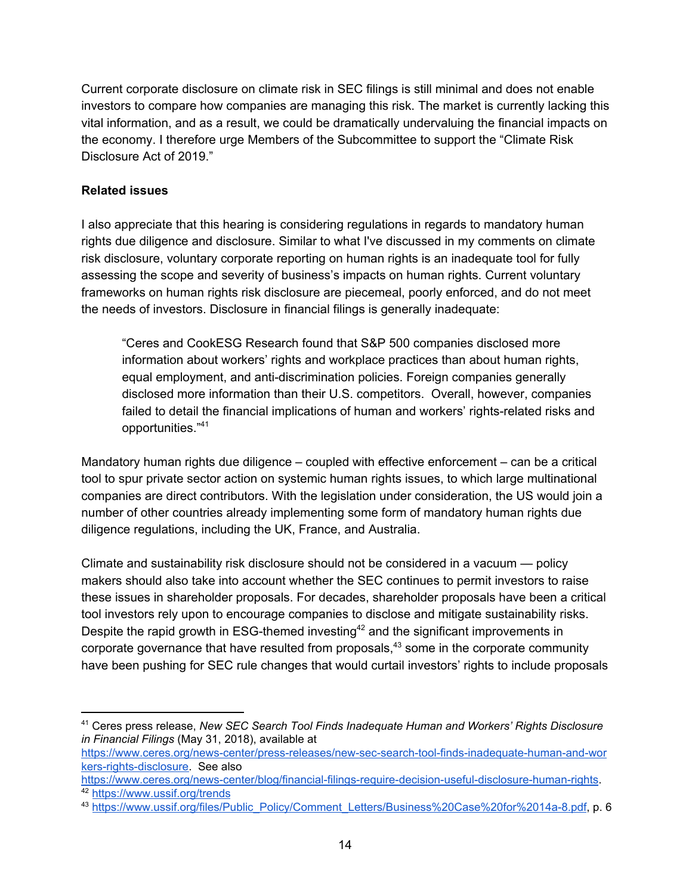Current corporate disclosure on climate risk in SEC filings is still minimal and does not enable investors to compare how companies are managing this risk. The market is currently lacking this vital information, and as a result, we could be dramatically undervaluing the financial impacts on the economy. I therefore urge Members of the Subcommittee to support the "Climate Risk Disclosure Act of 2019."

**Related issues**

I also appreciate that this hearing is considering regulations in regards to mandatory human rights due diligence and disclosure. Similar to what I've discussed in my comments on climate risk disclosure, voluntary corporate reporting on human rights is an inadequate tool for fully assessing the scope and severity of business's impacts on human rights. Current voluntary frameworks on human rights risk disclosure are piecemeal, poorly enforced, and do not meet the needs of investors. Disclosure in financial filings is generally inadequate:

> "Ceres and CookESG Research found that S&P 500 companies disclosed more information about workers' rights and workplace practices than about human rights, equal employment, and anti-discrimination policies. Foreign companies generally disclosed more information than their U.S. competitors. Overall, however, companies failed to detail the financial implications of human and workers' rights-related risks and opportunities."[41]

Mandatory human rights due diligence – coupled with effective enforcement – can be a critical tool to spur private sector action on systemic human rights issues, to which large multinational companies are direct contributors. With the legislation under consideration, the US would join a number of other countries already implementing some form of mandatory human rights due diligence regulations, including the UK, France, and Australia.

Climate and sustainability risk disclosure should not be considered in a vacuum — policy makers should also take into account whether the SEC continues to permit investors to raise these issues in shareholder proposals. For decades, shareholder proposals have been a critical tool investors rely upon to encourage companies to disclose and mitigate sustainability risks. Despite the rapid growth in ESG-themed investing[42] and the significant improvements in corporate governance that have resulted from proposals,[43] some in the corporate community have been pushing for SEC rule changes that would curtail investors' rights to include proposals

---

[41] Ceres press release, *New SEC Search Tool Finds Inadequate Human and Workers' Rights Disclosure in Financial Filings* (May 31, 2018), available at https://www.ceres.org/news-center/press-releases/new-sec-search-tool-finds-inadequate-human-and-workers-rights-disclosure. See also https://www.ceres.org/news-center/blog/financial-filings-require-decision-useful-disclosure-human-rights.

[42] https://www.ussif.org/trends

[43] https://www.ussif.org/files/Public_Policy/Comment_Letters/Business%20Case%20for%2014a-8.pdf, p. 6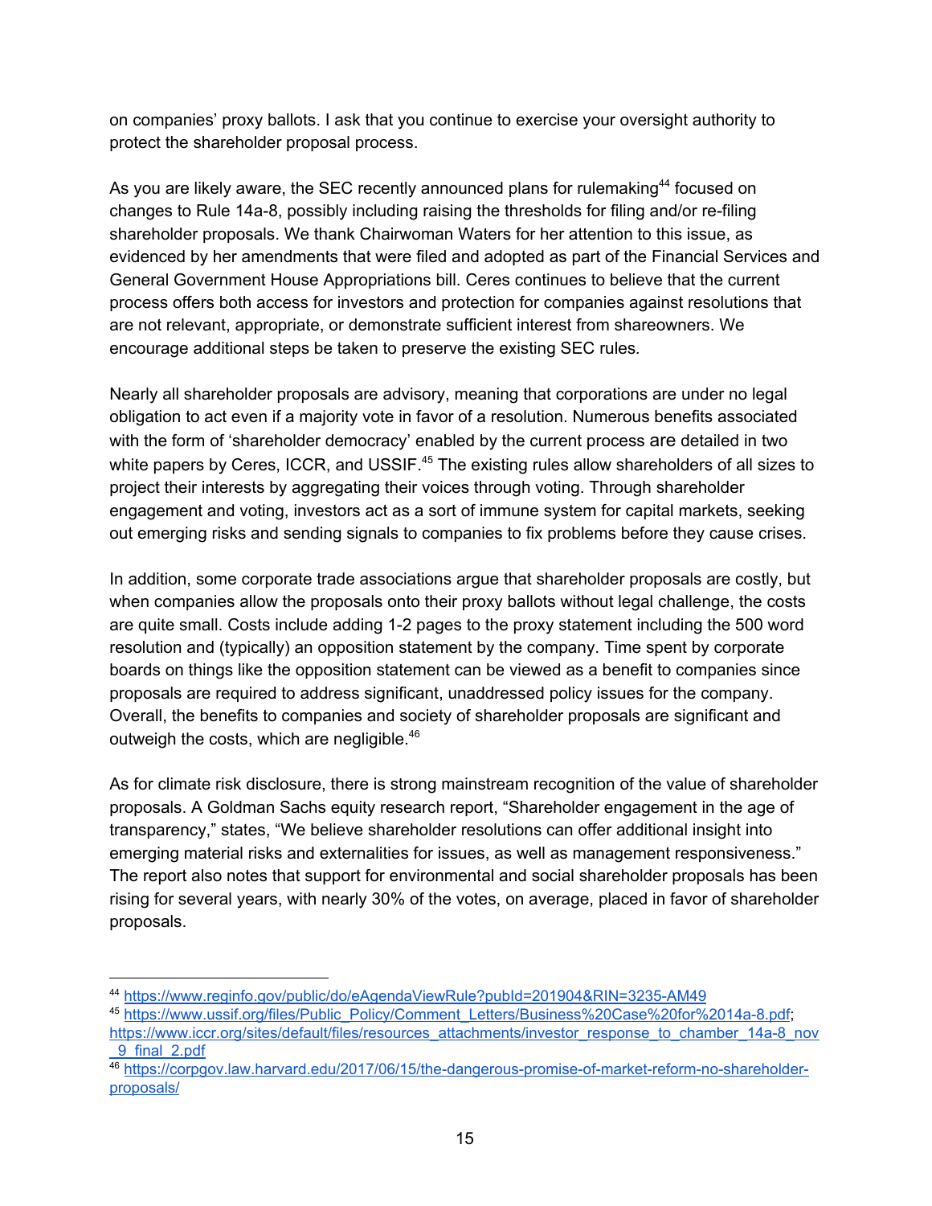on companies' proxy ballots. I ask that you continue to exercise your oversight authority to protect the shareholder proposal process.

As you are likely aware, the SEC recently announced plans for rulemaking[44] focused on changes to Rule 14a-8, possibly including raising the thresholds for filing and/or re-filing shareholder proposals. We thank Chairwoman Waters for her attention to this issue, as evidenced by her amendments that were filed and adopted as part of the Financial Services and General Government House Appropriations bill. Ceres continues to believe that the current process offers both access for investors and protection for companies against resolutions that are not relevant, appropriate, or demonstrate sufficient interest from shareowners. We encourage additional steps be taken to preserve the existing SEC rules.

Nearly all shareholder proposals are advisory, meaning that corporations are under no legal obligation to act even if a majority vote in favor of a resolution. Numerous benefits associated with the form of 'shareholder democracy' enabled by the current process are detailed in two white papers by Ceres, ICCR, and USSIF.[45] The existing rules allow shareholders of all sizes to project their interests by aggregating their voices through voting. Through shareholder engagement and voting, investors act as a sort of immune system for capital markets, seeking out emerging risks and sending signals to companies to fix problems before they cause crises.

In addition, some corporate trade associations argue that shareholder proposals are costly, but when companies allow the proposals onto their proxy ballots without legal challenge, the costs are quite small. Costs include adding 1-2 pages to the proxy statement including the 500 word resolution and (typically) an opposition statement by the company. Time spent by corporate boards on things like the opposition statement can be viewed as a benefit to companies since proposals are required to address significant, unaddressed policy issues for the company. Overall, the benefits to companies and society of shareholder proposals are significant and outweigh the costs, which are negligible.[46]

As for climate risk disclosure, there is strong mainstream recognition of the value of shareholder proposals. A Goldman Sachs equity research report, "Shareholder engagement in the age of transparency," states, "We believe shareholder resolutions can offer additional insight into emerging material risks and externalities for issues, as well as management responsiveness." The report also notes that support for environmental and social shareholder proposals has been rising for several years, with nearly 30% of the votes, on average, placed in favor of shareholder proposals.

---

[44] https://www.reginfo.gov/public/do/eAgendaViewRule?pubId=201904&RIN=3235-AM49

[45] https://www.ussif.org/files/Public_Policy/Comment_Letters/Business%20Case%20for%2014a-8.pdf; https://www.iccr.org/sites/default/files/resources_attachments/investor_response_to_chamber_14a-8_nov_9_final_2.pdf

[46] https://corpgov.law.harvard.edu/2017/06/15/the-dangerous-promise-of-market-reform-no-shareholder-proposals/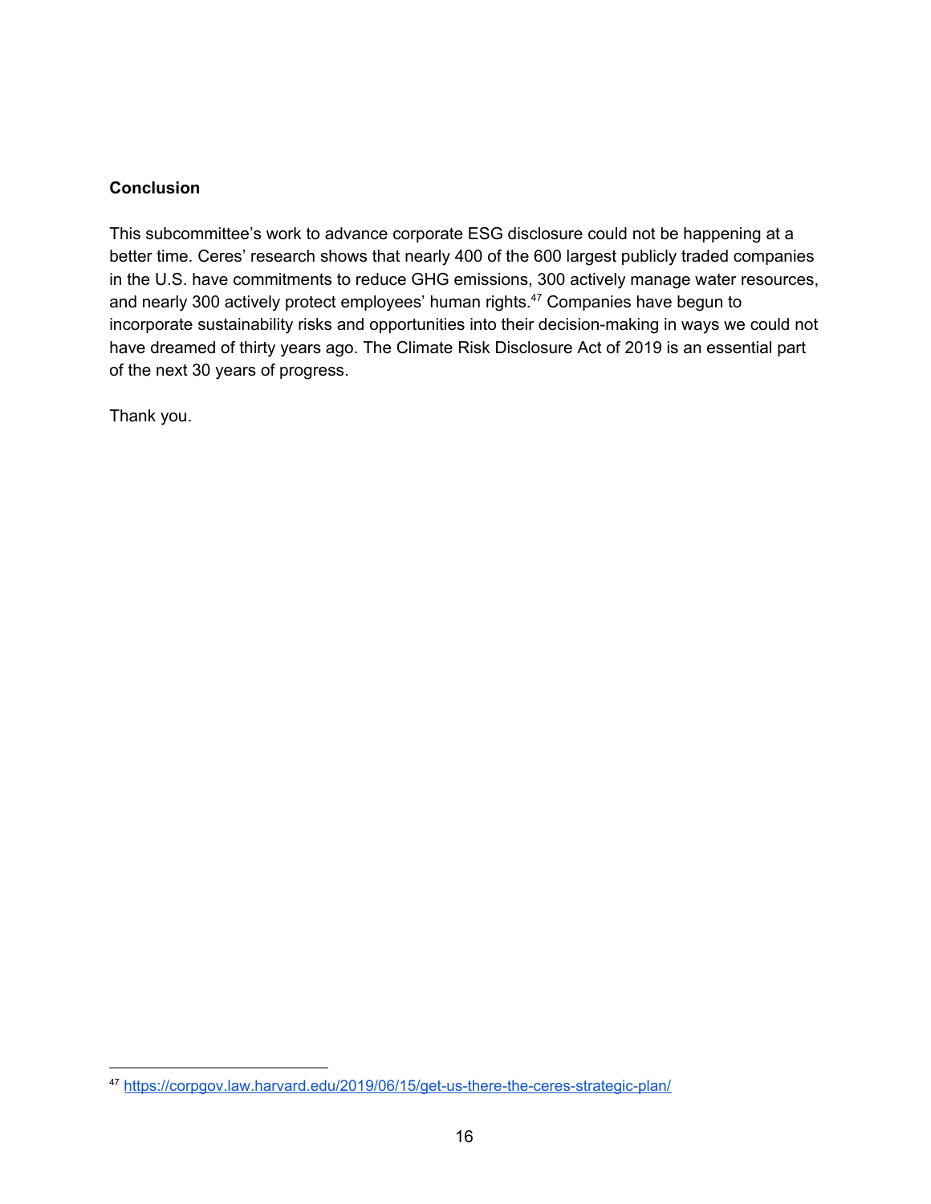**Conclusion**

This subcommittee's work to advance corporate ESG disclosure could not be happening at a better time. Ceres' research shows that nearly 400 of the 600 largest publicly traded companies in the U.S. have commitments to reduce GHG emissions, 300 actively manage water resources, and nearly 300 actively protect employees' human rights.[47] Companies have begun to incorporate sustainability risks and opportunities into their decision-making in ways we could not have dreamed of thirty years ago. The Climate Risk Disclosure Act of 2019 is an essential part of the next 30 years of progress.

Thank you.

[47] https://corpgov.law.harvard.edu/2019/06/15/get-us-there-the-ceres-strategic-plan/